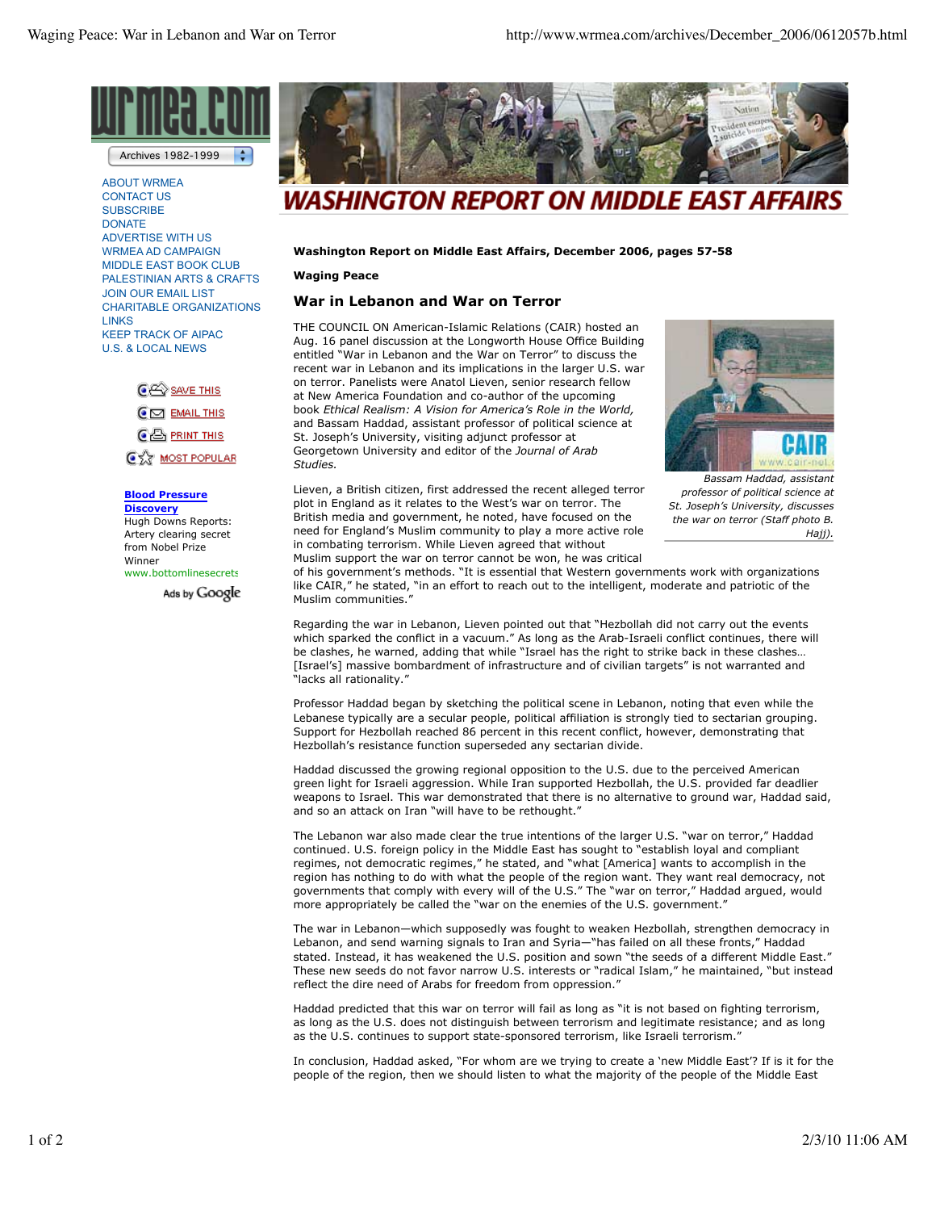Washington Report on Middle East Affairs, December 2006, pages 57-58

**Waging Peace**

## War in Lebanon and War on Terror

THE COUNCIL ON American-Islamic Relations (CAIR) hosted an Aug. 16 panel discussion at the Longworth House Office Building entitled "War in Lebanon and the War on Terror" to discuss the recent war in Lebanon and its implications in the larger U.S. war on terror. Panelists were Anatol Lieven, senior research fellow at New America Foundation and co-author of the upcoming book *Ethical Realism: A Vision for America's Role in the World,* and Bassam Haddad, assistant professor of political science at St. Joseph's University, visiting adjunct professor at Georgetown University and editor of the *Journal of Arab Studies.*

*Bassam Haddad, assistant professor of political science at St. Joseph's University, discusses the war on terror (Staff photo B. Hajj).*

Lieven, a British citizen, first addressed the recent alleged terror plot in England as it relates to the West's war on terror. The British media and government, he noted, have focused on the need for England's Muslim community to play a more active role in combating terrorism. While Lieven agreed that without Muslim support the war on terror cannot be won, he was critical of his government's methods. "It is essential that Western governments work with organizations like CAIR," he stated, "in an effort to reach out to the intelligent, moderate and patriotic of the Muslim communities."

Regarding the war in Lebanon, Lieven pointed out that "Hezbollah did not carry out the events which sparked the conflict in a vacuum." As long as the Arab-Israeli conflict continues, there will be clashes, he warned, adding that while "Israel has the right to strike back in these clashes… [Israel's] massive bombardment of infrastructure and of civilian targets" is not warranted and "lacks all rationality."

Professor Haddad began by sketching the political scene in Lebanon, noting that even while the Lebanese typically are a secular people, political affiliation is strongly tied to sectarian grouping. Support for Hezbollah reached 86 percent in this recent conflict, however, demonstrating that Hezbollah's resistance function superseded any sectarian divide.

Haddad discussed the growing regional opposition to the U.S. due to the perceived American green light for Israeli aggression. While Iran supported Hezbollah, the U.S. provided far deadlier weapons to Israel. This war demonstrated that there is no alternative to ground war, Haddad said, and so an attack on Iran "will have to be rethought."

The Lebanon war also made clear the true intentions of the larger U.S. "war on terror," Haddad continued. U.S. foreign policy in the Middle East has sought to "establish loyal and compliant regimes, not democratic regimes," he stated, and "what [America] wants to accomplish in the region has nothing to do with what the people of the region want. They want real democracy, not governments that comply with every will of the U.S." The "war on terror," Haddad argued, would more appropriately be called the "war on the enemies of the U.S. government."

The war in Lebanon—which supposedly was fought to weaken Hezbollah, strengthen democracy in Lebanon, and send warning signals to Iran and Syria—"has failed on all these fronts," Haddad stated. Instead, it has weakened the U.S. position and sown "the seeds of a different Middle East." These new seeds do not favor narrow U.S. interests or "radical Islam," he maintained, "but instead reflect the dire need of Arabs for freedom from oppression."

Haddad predicted that this war on terror will fail as long as "it is not based on fighting terrorism, as long as the U.S. does not distinguish between terrorism and legitimate resistance; and as long as the U.S. continues to support state-sponsored terrorism, like Israeli terrorism."

In conclusion, Haddad asked, "For whom are we trying to create a 'new Middle East'? If is it for the people of the region, then we should listen to what the majority of the people of the Middle East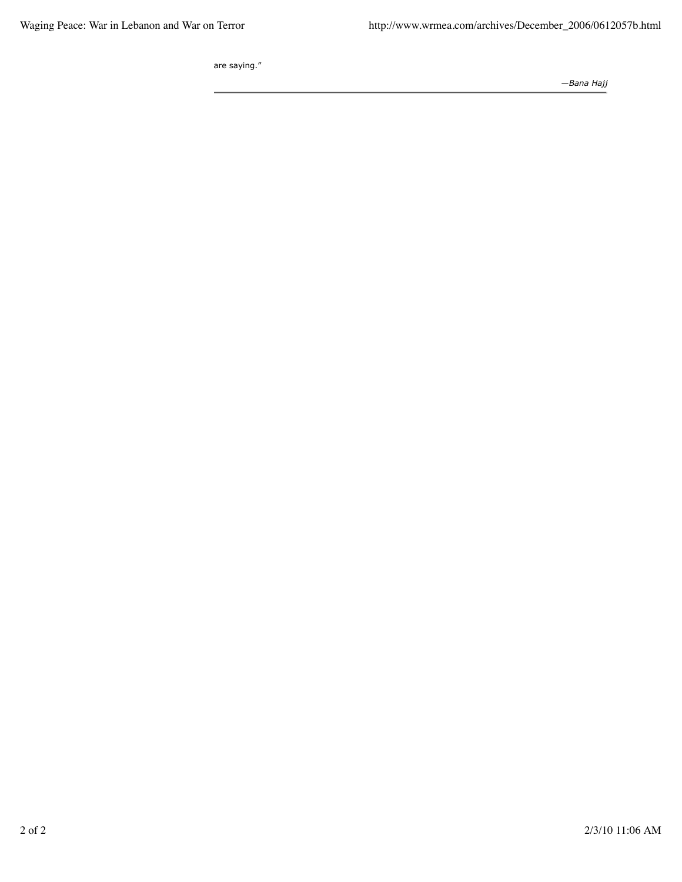are saying.”

—*Bana Hajj*

---